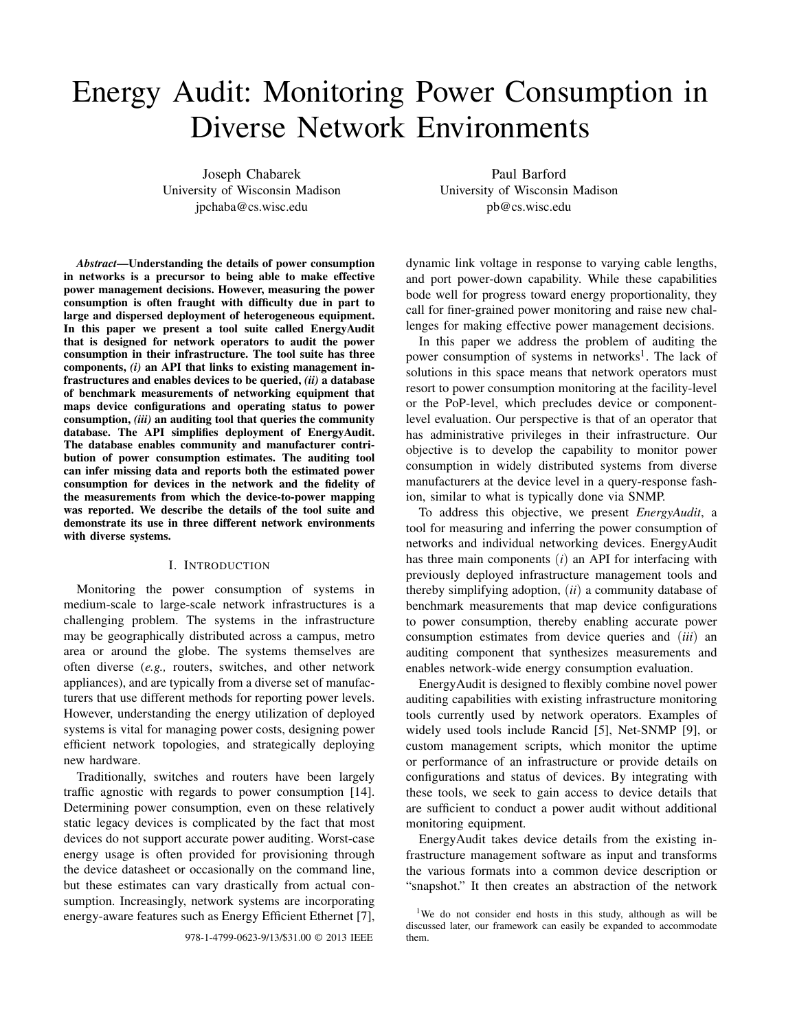# Energy Audit: Monitoring Power Consumption in Diverse Network Environments

Joseph Chabarek
University of Wisconsin Madison
jpchaba@cs.wisc.edu

Paul Barford
University of Wisconsin Madison
pb@cs.wisc.edu

***Abstract*—Understanding the details of power consumption in networks is a precursor to being able to make effective power management decisions. However, measuring the power consumption is often fraught with difficulty due in part to large and dispersed deployment of heterogeneous equipment. In this paper we present a tool suite called EnergyAudit that is designed for network operators to audit the power consumption in their infrastructure. The tool suite has three components, *(i)* an API that links to existing management infrastructures and enables devices to be queried, *(ii)* a database of benchmark measurements of networking equipment that maps device configurations and operating status to power consumption, *(iii)* an auditing tool that queries the community database. The API simplifies deployment of EnergyAudit. The database enables community and manufacturer contribution of power consumption estimates. The auditing tool can infer missing data and reports both the estimated power consumption for devices in the network and the fidelity of the measurements from which the device-to-power mapping was reported. We describe the details of the tool suite and demonstrate its use in three different network environments with diverse systems.**

## I. Introduction

Monitoring the power consumption of systems in medium-scale to large-scale network infrastructures is a challenging problem. The systems in the infrastructure may be geographically distributed across a campus, metro area or around the globe. The systems themselves are often diverse (*e.g.,* routers, switches, and other network appliances), and are typically from a diverse set of manufacturers that use different methods for reporting power levels. However, understanding the energy utilization of deployed systems is vital for managing power costs, designing power efficient network topologies, and strategically deploying new hardware.

Traditionally, switches and routers have been largely traffic agnostic with regards to power consumption [14]. Determining power consumption, even on these relatively static legacy devices is complicated by the fact that most devices do not support accurate power auditing. Worst-case energy usage is often provided for provisioning through the device datasheet or occasionally on the command line, but these estimates can vary drastically from actual consumption. Increasingly, network systems are incorporating energy-aware features such as Energy Efficient Ethernet [7], dynamic link voltage in response to varying cable lengths, and port power-down capability. While these capabilities bode well for progress toward energy proportionality, they call for finer-grained power monitoring and raise new challenges for making effective power management decisions.

In this paper we address the problem of auditing the power consumption of systems in networks[1]. The lack of solutions in this space means that network operators must resort to power consumption monitoring at the facility-level or the PoP-level, which precludes device or component-level evaluation. Our perspective is that of an operator that has administrative privileges in their infrastructure. Our objective is to develop the capability to monitor power consumption in widely distributed systems from diverse manufacturers at the device level in a query-response fashion, similar to what is typically done via SNMP.

To address this objective, we present *EnergyAudit*, a tool for measuring and inferring the power consumption of networks and individual networking devices. EnergyAudit has three main components $(i)$ an API for interfacing with previously deployed infrastructure management tools and thereby simplifying adoption, $(ii)$ a community database of benchmark measurements that map device configurations to power consumption, thereby enabling accurate power consumption estimates from device queries and $(iii)$ an auditing component that synthesizes measurements and enables network-wide energy consumption evaluation.

EnergyAudit is designed to flexibly combine novel power auditing capabilities with existing infrastructure monitoring tools currently used by network operators. Examples of widely used tools include Rancid [5], Net-SNMP [9], or custom management scripts, which monitor the uptime or performance of an infrastructure or provide details on configurations and status of devices. By integrating with these tools, we seek to gain access to device details that are sufficient to conduct a power audit without additional monitoring equipment.

EnergyAudit takes device details from the existing infrastructure management software as input and transforms the various formats into a common device description or "snapshot." It then creates an abstraction of the network

[1] We do not consider end hosts in this study, although as will be discussed later, our framework can easily be expanded to accommodate them.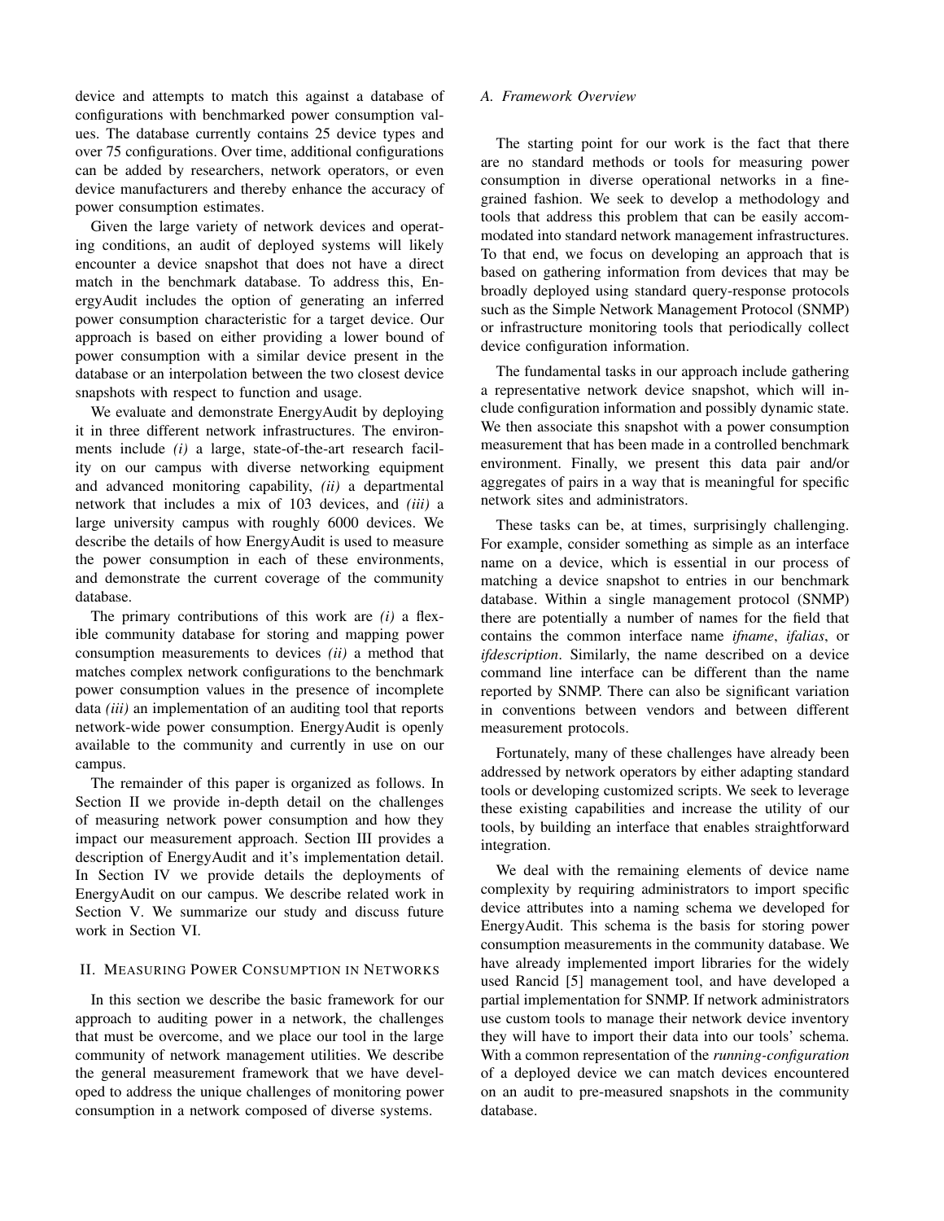device and attempts to match this against a database of configurations with benchmarked power consumption values. The database currently contains 25 device types and over 75 configurations. Over time, additional configurations can be added by researchers, network operators, or even device manufacturers and thereby enhance the accuracy of power consumption estimates.

Given the large variety of network devices and operating conditions, an audit of deployed systems will likely encounter a device snapshot that does not have a direct match in the benchmark database. To address this, EnergyAudit includes the option of generating an inferred power consumption characteristic for a target device. Our approach is based on either providing a lower bound of power consumption with a similar device present in the database or an interpolation between the two closest device snapshots with respect to function and usage.

We evaluate and demonstrate EnergyAudit by deploying it in three different network infrastructures. The environments include *(i)* a large, state-of-the-art research facility on our campus with diverse networking equipment and advanced monitoring capability, *(ii)* a departmental network that includes a mix of 103 devices, and *(iii)* a large university campus with roughly 6000 devices. We describe the details of how EnergyAudit is used to measure the power consumption in each of these environments, and demonstrate the current coverage of the community database.

The primary contributions of this work are *(i)* a flexible community database for storing and mapping power consumption measurements to devices *(ii)* a method that matches complex network configurations to the benchmark power consumption values in the presence of incomplete data *(iii)* an implementation of an auditing tool that reports network-wide power consumption. EnergyAudit is openly available to the community and currently in use on our campus.

The remainder of this paper is organized as follows. In Section II we provide in-depth detail on the challenges of measuring network power consumption and how they impact our measurement approach. Section III provides a description of EnergyAudit and it's implementation detail. In Section IV we provide details the deployments of EnergyAudit on our campus. We describe related work in Section V. We summarize our study and discuss future work in Section VI.

## II. Measuring Power Consumption in Networks

In this section we describe the basic framework for our approach to auditing power in a network, the challenges that must be overcome, and we place our tool in the large community of network management utilities. We describe the general measurement framework that we have developed to address the unique challenges of monitoring power consumption in a network composed of diverse systems.

### A. Framework Overview

The starting point for our work is the fact that there are no standard methods or tools for measuring power consumption in diverse operational networks in a fine-grained fashion. We seek to develop a methodology and tools that address this problem that can be easily accommodated into standard network management infrastructures. To that end, we focus on developing an approach that is based on gathering information from devices that may be broadly deployed using standard query-response protocols such as the Simple Network Management Protocol (SNMP) or infrastructure monitoring tools that periodically collect device configuration information.

The fundamental tasks in our approach include gathering a representative network device snapshot, which will include configuration information and possibly dynamic state. We then associate this snapshot with a power consumption measurement that has been made in a controlled benchmark environment. Finally, we present this data pair and/or aggregates of pairs in a way that is meaningful for specific network sites and administrators.

These tasks can be, at times, surprisingly challenging. For example, consider something as simple as an interface name on a device, which is essential in our process of matching a device snapshot to entries in our benchmark database. Within a single management protocol (SNMP) there are potentially a number of names for the field that contains the common interface name *ifname*, *ifalias*, or *ifdescription*. Similarly, the name described on a device command line interface can be different than the name reported by SNMP. There can also be significant variation in conventions between vendors and between different measurement protocols.

Fortunately, many of these challenges have already been addressed by network operators by either adapting standard tools or developing customized scripts. We seek to leverage these existing capabilities and increase the utility of our tools, by building an interface that enables straightforward integration.

We deal with the remaining elements of device name complexity by requiring administrators to import specific device attributes into a naming schema we developed for EnergyAudit. This schema is the basis for storing power consumption measurements in the community database. We have already implemented import libraries for the widely used Rancid [5] management tool, and have developed a partial implementation for SNMP. If network administrators use custom tools to manage their network device inventory they will have to import their data into our tools' schema. With a common representation of the *running-configuration* of a deployed device we can match devices encountered on an audit to pre-measured snapshots in the community database.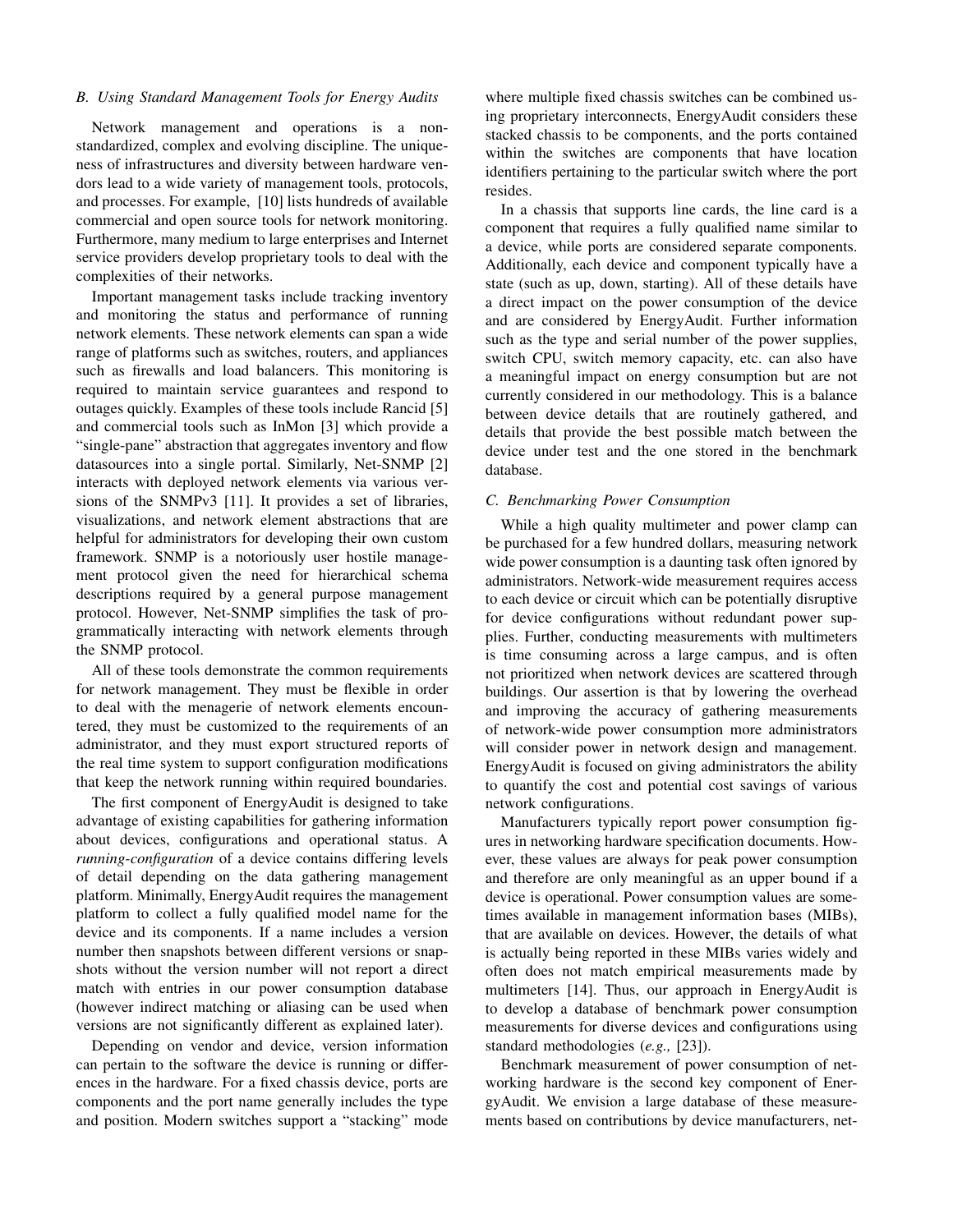### B. Using Standard Management Tools for Energy Audits

Network management and operations is a non-standardized, complex and evolving discipline. The uniqueness of infrastructures and diversity between hardware vendors lead to a wide variety of management tools, protocols, and processes. For example, [10] lists hundreds of available commercial and open source tools for network monitoring. Furthermore, many medium to large enterprises and Internet service providers develop proprietary tools to deal with the complexities of their networks.

Important management tasks include tracking inventory and monitoring the status and performance of running network elements. These network elements can span a wide range of platforms such as switches, routers, and appliances such as firewalls and load balancers. This monitoring is required to maintain service guarantees and respond to outages quickly. Examples of these tools include Rancid [5] and commercial tools such as InMon [3] which provide a "single-pane" abstraction that aggregates inventory and flow datasources into a single portal. Similarly, Net-SNMP [2] interacts with deployed network elements via various versions of the SNMPv3 [11]. It provides a set of libraries, visualizations, and network element abstractions that are helpful for administrators for developing their own custom framework. SNMP is a notoriously user hostile management protocol given the need for hierarchical schema descriptions required by a general purpose management protocol. However, Net-SNMP simplifies the task of programmatically interacting with network elements through the SNMP protocol.

All of these tools demonstrate the common requirements for network management. They must be flexible in order to deal with the menagerie of network elements encountered, they must be customized to the requirements of an administrator, and they must export structured reports of the real time system to support configuration modifications that keep the network running within required boundaries.

The first component of EnergyAudit is designed to take advantage of existing capabilities for gathering information about devices, configurations and operational status. A *running-configuration* of a device contains differing levels of detail depending on the data gathering management platform. Minimally, EnergyAudit requires the management platform to collect a fully qualified model name for the device and its components. If a name includes a version number then snapshots between different versions or snapshots without the version number will not report a direct match with entries in our power consumption database (however indirect matching or aliasing can be used when versions are not significantly different as explained later).

Depending on vendor and device, version information can pertain to the software the device is running or differences in the hardware. For a fixed chassis device, ports are components and the port name generally includes the type and position. Modern switches support a "stacking" mode where multiple fixed chassis switches can be combined using proprietary interconnects, EnergyAudit considers these stacked chassis to be components, and the ports contained within the switches are components that have location identifiers pertaining to the particular switch where the port resides.

In a chassis that supports line cards, the line card is a component that requires a fully qualified name similar to a device, while ports are considered separate components. Additionally, each device and component typically have a state (such as up, down, starting). All of these details have a direct impact on the power consumption of the device and are considered by EnergyAudit. Further information such as the type and serial number of the power supplies, switch CPU, switch memory capacity, etc. can also have a meaningful impact on energy consumption but are not currently considered in our methodology. This is a balance between device details that are routinely gathered, and details that provide the best possible match between the device under test and the one stored in the benchmark database.

### C. Benchmarking Power Consumption

While a high quality multimeter and power clamp can be purchased for a few hundred dollars, measuring network wide power consumption is a daunting task often ignored by administrators. Network-wide measurement requires access to each device or circuit which can be potentially disruptive for device configurations without redundant power supplies. Further, conducting measurements with multimeters is time consuming across a large campus, and is often not prioritized when network devices are scattered through buildings. Our assertion is that by lowering the overhead and improving the accuracy of gathering measurements of network-wide power consumption more administrators will consider power in network design and management. EnergyAudit is focused on giving administrators the ability to quantify the cost and potential cost savings of various network configurations.

Manufacturers typically report power consumption figures in networking hardware specification documents. However, these values are always for peak power consumption and therefore are only meaningful as an upper bound if a device is operational. Power consumption values are sometimes available in management information bases (MIBs), that are available on devices. However, the details of what is actually being reported in these MIBs varies widely and often does not match empirical measurements made by multimeters [14]. Thus, our approach in EnergyAudit is to develop a database of benchmark power consumption measurements for diverse devices and configurations using standard methodologies (*e.g.,* [23]).

Benchmark measurement of power consumption of networking hardware is the second key component of EnergyAudit. We envision a large database of these measurements based on contributions by device manufacturers, net-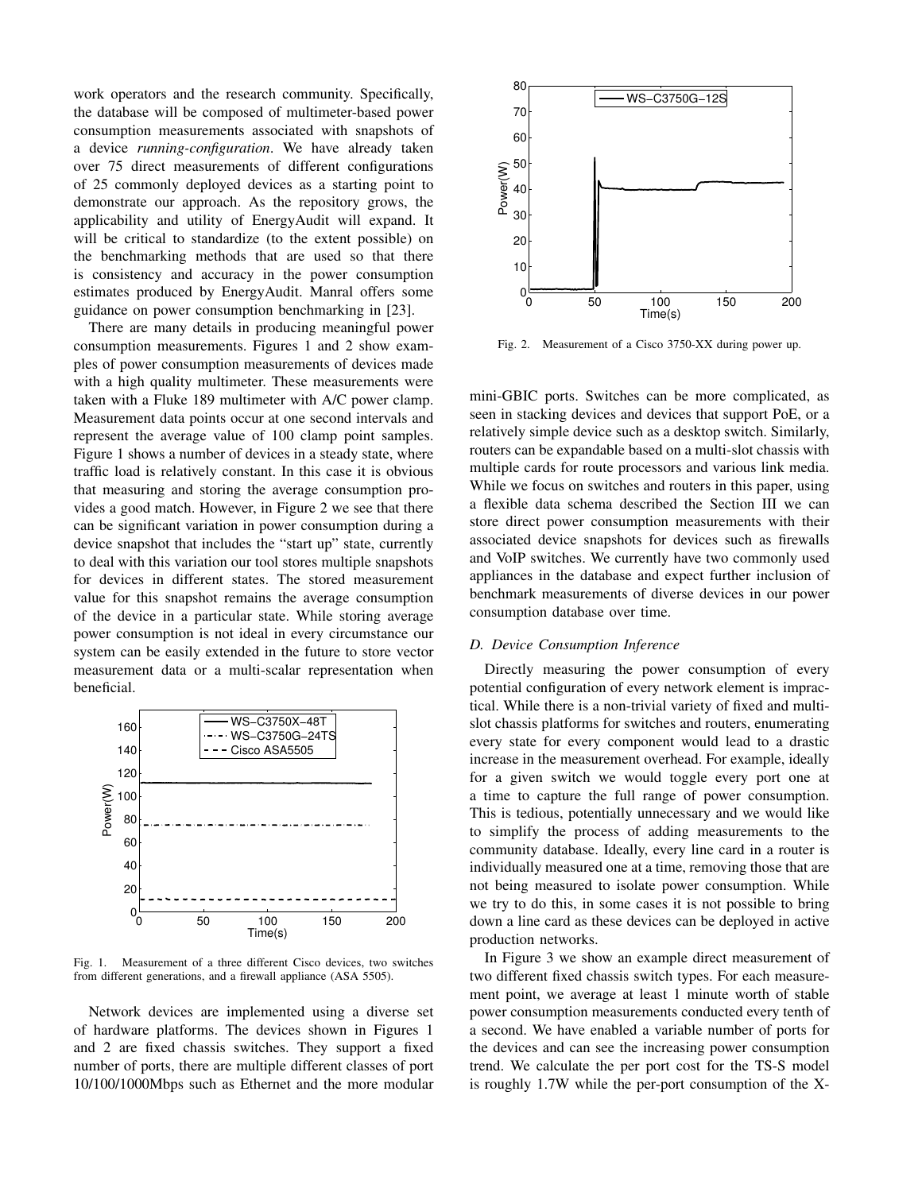work operators and the research community. Specifically, the database will be composed of multimeter-based power consumption measurements associated with snapshots of a device *running-configuration*. We have already taken over 75 direct measurements of different configurations of 25 commonly deployed devices as a starting point to demonstrate our approach. As the repository grows, the applicability and utility of EnergyAudit will expand. It will be critical to standardize (to the extent possible) on the benchmarking methods that are used so that there is consistency and accuracy in the power consumption estimates produced by EnergyAudit. Manral offers some guidance on power consumption benchmarking in [23].

There are many details in producing meaningful power consumption measurements. Figures 1 and 2 show examples of power consumption measurements of devices made with a high quality multimeter. These measurements were taken with a Fluke 189 multimeter with A/C power clamp. Measurement data points occur at one second intervals and represent the average value of 100 clamp point samples. Figure 1 shows a number of devices in a steady state, where traffic load is relatively constant. In this case it is obvious that measuring and storing the average consumption provides a good match. However, in Figure 2 we see that there can be significant variation in power consumption during a device snapshot that includes the "start up" state, currently to deal with this variation our tool stores multiple snapshots for devices in different states. The stored measurement value for this snapshot remains the average consumption of the device in a particular state. While storing average power consumption is not ideal in every circumstance our system can be easily extended in the future to store vector measurement data or a multi-scalar representation when beneficial.

Fig. 1. Measurement of a three different Cisco devices, two switches from different generations, and a firewall appliance (ASA 5505).

Network devices are implemented using a diverse set of hardware platforms. The devices shown in Figures 1 and 2 are fixed chassis switches. They support a fixed number of ports, there are multiple different classes of port 10/100/1000Mbps such as Ethernet and the more modular mini-GBIC ports. Switches can be more complicated, as seen in stacking devices and devices that support PoE, or a relatively simple device such as a desktop switch. Similarly, routers can be expandable based on a multi-slot chassis with multiple cards for route processors and various link media. While we focus on switches and routers in this paper, using a flexible data schema described the Section III we can store direct power consumption measurements with their associated device snapshots for devices such as firewalls and VoIP switches. We currently have two commonly used appliances in the database and expect further inclusion of benchmark measurements of diverse devices in our power consumption database over time.

Fig. 2. Measurement of a Cisco 3750-XX during power up.

### D. Device Consumption Inference

Directly measuring the power consumption of every potential configuration of every network element is impractical. While there is a non-trivial variety of fixed and multi-slot chassis platforms for switches and routers, enumerating every state for every component would lead to a drastic increase in the measurement overhead. For example, ideally for a given switch we would toggle every port one at a time to capture the full range of power consumption. This is tedious, potentially unnecessary and we would like to simplify the process of adding measurements to the community database. Ideally, every line card in a router is individually measured one at a time, removing those that are not being measured to isolate power consumption. While we try to do this, in some cases it is not possible to bring down a line card as these devices can be deployed in active production networks.

In Figure 3 we show an example direct measurement of two different fixed chassis switch types. For each measurement point, we average at least 1 minute worth of stable power consumption measurements conducted every tenth of a second. We have enabled a variable number of ports for the devices and can see the increasing power consumption trend. We calculate the per port cost for the TS-S model is roughly 1.7W while the per-port consumption of the X-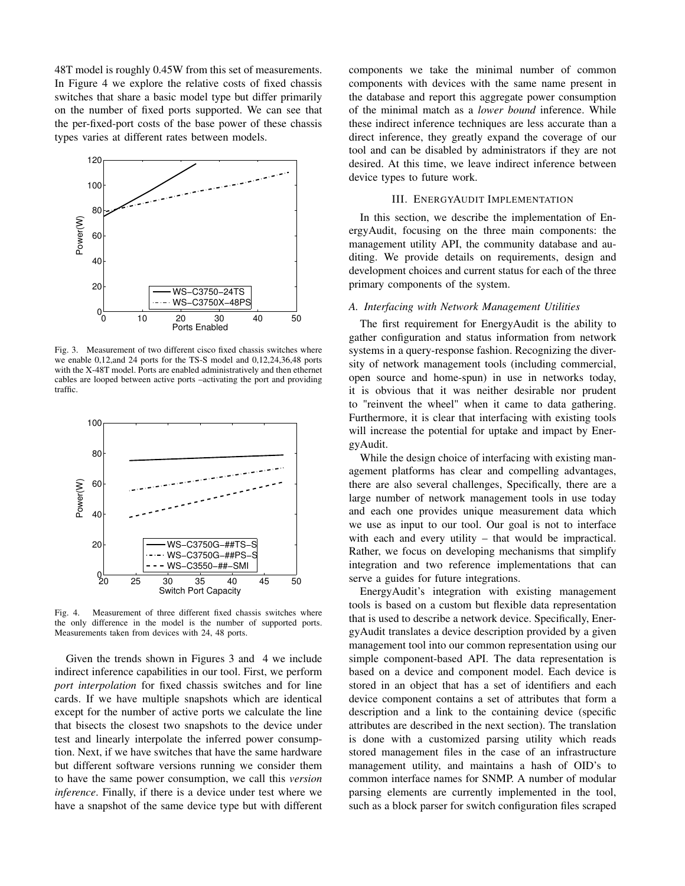48T model is roughly 0.45W from this set of measurements. In Figure 4 we explore the relative costs of fixed chassis switches that share a basic model type but differ primarily on the number of fixed ports supported. We can see that the per-fixed-port costs of the base power of these chassis types varies at different rates between models.

120
100
80
60
40
20
0
Power(W)
0 10 20 30 40 50
Ports Enabled
WS−C3750−24TS
WS−C3750X−48PS

Fig. 3. Measurement of two different cisco fixed chassis switches where we enable 0,12,and 24 ports for the TS-S model and 0,12,24,36,48 ports with the X-48T model. Ports are enabled administratively and then ethernet cables are looped between active ports –activating the port and providing traffic.

100
80
60
40
20
0
Power(W)
20 25 30 35 40 45 50
Switch Port Capacity
WS−C3750G−##TS−S
WS−C3750G−##PS−S
WS−C3550−##−SMI

Fig. 4. Measurement of three different fixed chassis switches where the only difference in the model is the number of supported ports. Measurements taken from devices with 24, 48 ports.

Given the trends shown in Figures 3 and 4 we include indirect inference capabilities in our tool. First, we perform *port interpolation* for fixed chassis switches and for line cards. If we have multiple snapshots which are identical except for the number of active ports we calculate the line that bisects the closest two snapshots to the device under test and linearly interpolate the inferred power consumption. Next, if we have switches that have the same hardware but different software versions running we consider them to have the same power consumption, we call this *version inference*. Finally, if there is a device under test where we have a snapshot of the same device type but with different components we take the minimal number of common components with devices with the same name present in the database and report this aggregate power consumption of the minimal match as a *lower bound* inference. While these indirect inference techniques are less accurate than a direct inference, they greatly expand the coverage of our tool and can be disabled by administrators if they are not desired. At this time, we leave indirect inference between device types to future work.

## III. EnergyAudit Implementation

In this section, we describe the implementation of EnergyAudit, focusing on the three main components: the management utility API, the community database and auditing. We provide details on requirements, design and development choices and current status for each of the three primary components of the system.

### A. Interfacing with Network Management Utilities

The first requirement for EnergyAudit is the ability to gather configuration and status information from network systems in a query-response fashion. Recognizing the diversity of network management tools (including commercial, open source and home-spun) in use in networks today, it is obvious that it was neither desirable nor prudent to "reinvent the wheel" when it came to data gathering. Furthermore, it is clear that interfacing with existing tools will increase the potential for uptake and impact by EnergyAudit.

While the design choice of interfacing with existing management platforms has clear and compelling advantages, there are also several challenges, Specifically, there are a large number of network management tools in use today and each one provides unique measurement data which we use as input to our tool. Our goal is not to interface with each and every utility – that would be impractical. Rather, we focus on developing mechanisms that simplify integration and two reference implementations that can serve a guides for future integrations.

EnergyAudit's integration with existing management tools is based on a custom but flexible data representation that is used to describe a network device. Specifically, EnergyAudit translates a device description provided by a given management tool into our common representation using our simple component-based API. The data representation is based on a device and component model. Each device is stored in an object that has a set of identifiers and each device component contains a set of attributes that form a description and a link to the containing device (specific attributes are described in the next section). The translation is done with a customized parsing utility which reads stored management files in the case of an infrastructure management utility, and maintains a hash of OID's to common interface names for SNMP. A number of modular parsing elements are currently implemented in the tool, such as a block parser for switch configuration files scraped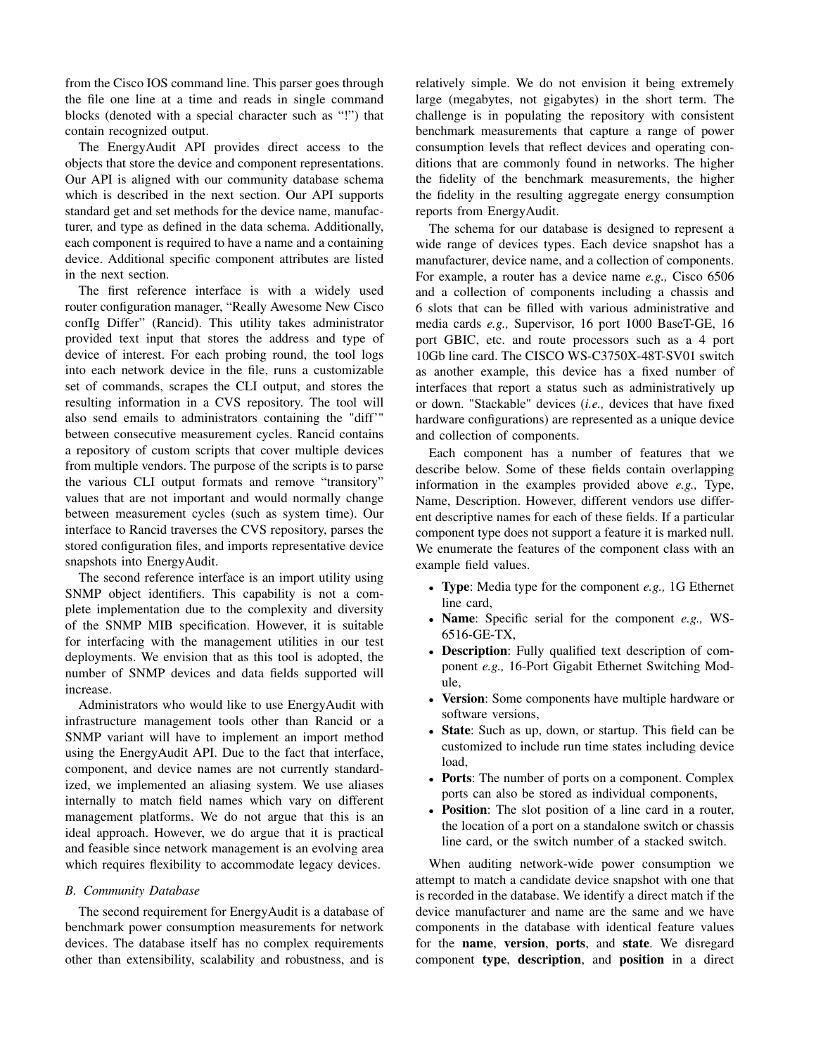from the Cisco IOS command line. This parser goes through the file one line at a time and reads in single command blocks (denoted with a special character such as "!") that contain recognized output.

The EnergyAudit API provides direct access to the objects that store the device and component representations. Our API is aligned with our community database schema which is described in the next section. Our API supports standard get and set methods for the device name, manufacturer, and type as defined in the data schema. Additionally, each component is required to have a name and a containing device. Additional specific component attributes are listed in the next section.

The first reference interface is with a widely used router configuration manager, "Really Awesome New Cisco confIg Differ" (Rancid). This utility takes administrator provided text input that stores the address and type of device of interest. For each probing round, the tool logs into each network device in the file, runs a customizable set of commands, scrapes the CLI output, and stores the resulting information in a CVS repository. The tool will also send emails to administrators containing the "diff'" between consecutive measurement cycles. Rancid contains a repository of custom scripts that cover multiple devices from multiple vendors. The purpose of the scripts is to parse the various CLI output formats and remove "transitory" values that are not important and would normally change between measurement cycles (such as system time). Our interface to Rancid traverses the CVS repository, parses the stored configuration files, and imports representative device snapshots into EnergyAudit.

The second reference interface is an import utility using SNMP object identifiers. This capability is not a complete implementation due to the complexity and diversity of the SNMP MIB specification. However, it is suitable for interfacing with the management utilities in our test deployments. We envision that as this tool is adopted, the number of SNMP devices and data fields supported will increase.

Administrators who would like to use EnergyAudit with infrastructure management tools other than Rancid or a SNMP variant will have to implement an import method using the EnergyAudit API. Due to the fact that interface, component, and device names are not currently standardized, we implemented an aliasing system. We use aliases internally to match field names which vary on different management platforms. We do not argue that this is an ideal approach. However, we do argue that it is practical and feasible since network management is an evolving area which requires flexibility to accommodate legacy devices.

### B. Community Database

The second requirement for EnergyAudit is a database of benchmark power consumption measurements for network devices. The database itself has no complex requirements other than extensibility, scalability and robustness, and is relatively simple. We do not envision it being extremely large (megabytes, not gigabytes) in the short term. The challenge is in populating the repository with consistent benchmark measurements that capture a range of power consumption levels that reflect devices and operating conditions that are commonly found in networks. The higher the fidelity of the benchmark measurements, the higher the fidelity in the resulting aggregate energy consumption reports from EnergyAudit.

The schema for our database is designed to represent a wide range of devices types. Each device snapshot has a manufacturer, device name, and a collection of components. For example, a router has a device name *e.g.,* Cisco 6506 and a collection of components including a chassis and 6 slots that can be filled with various administrative and media cards *e.g.,* Supervisor, 16 port 1000 BaseT-GE, 16 port GBIC, etc. and route processors such as a 4 port 10Gb line card. The CISCO WS-C3750X-48T-SV01 switch as another example, this device has a fixed number of interfaces that report a status such as administratively up or down. "Stackable" devices (*i.e.,* devices that have fixed hardware configurations) are represented as a unique device and collection of components.

Each component has a number of features that we describe below. Some of these fields contain overlapping information in the examples provided above *e.g.,* Type, Name, Description. However, different vendors use different descriptive names for each of these fields. If a particular component type does not support a feature it is marked null. We enumerate the features of the component class with an example field values.

- **Type**: Media type for the component *e.g.,* 1G Ethernet line card,
- **Name**: Specific serial for the component *e.g.,* WS-6516-GE-TX,
- **Description**: Fully qualified text description of component *e.g.,* 16-Port Gigabit Ethernet Switching Module,
- **Version**: Some components have multiple hardware or software versions,
- **State**: Such as up, down, or startup. This field can be customized to include run time states including device load,
- **Ports**: The number of ports on a component. Complex ports can also be stored as individual components,
- **Position**: The slot position of a line card in a router, the location of a port on a standalone switch or chassis line card, or the switch number of a stacked switch.

When auditing network-wide power consumption we attempt to match a candidate device snapshot with one that is recorded in the database. We identify a direct match if the device manufacturer and name are the same and we have components in the database with identical feature values for the **name**, **version**, **ports**, and **state**. We disregard component **type**, **description**, and **position** in a direct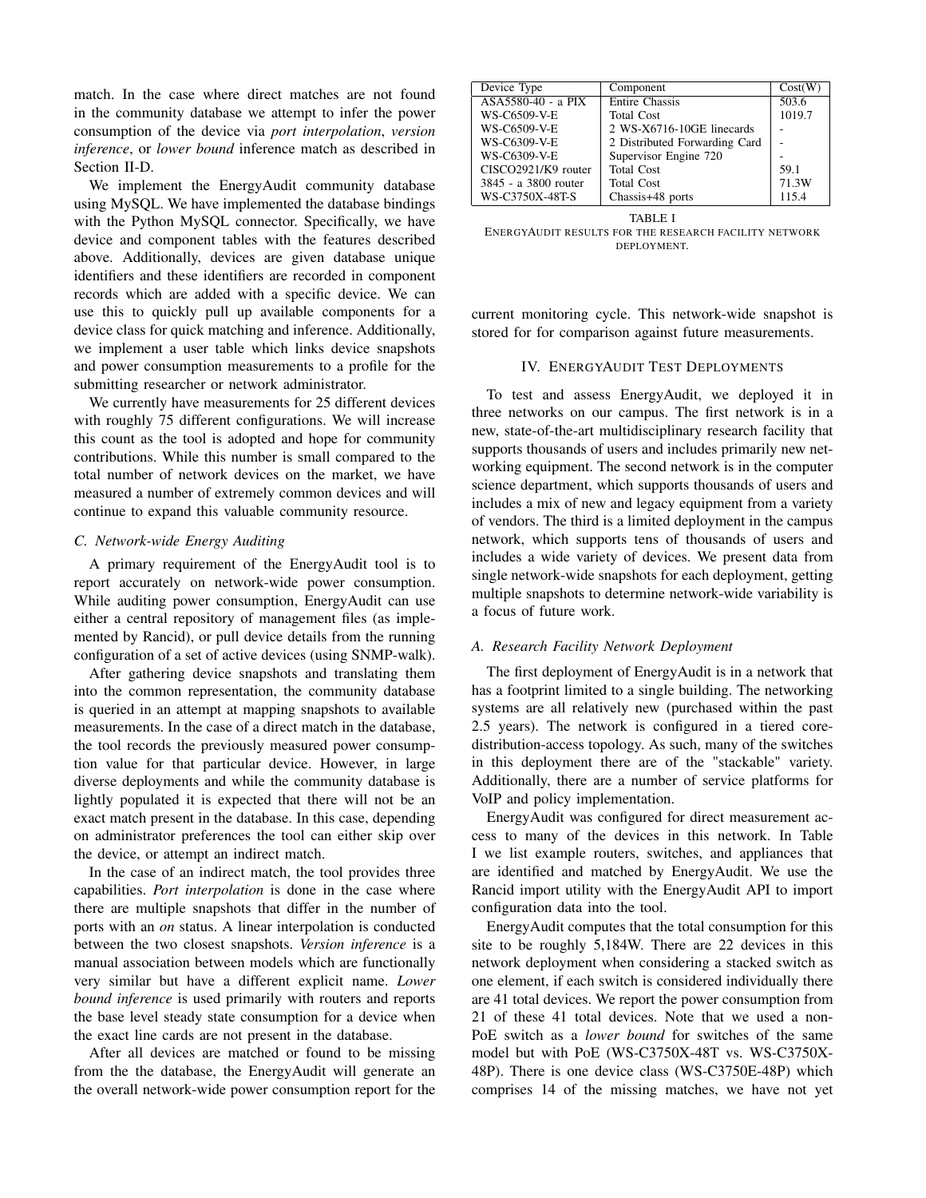match. In the case where direct matches are not found in the community database we attempt to infer the power consumption of the device via *port interpolation*, *version inference*, or *lower bound* inference match as described in Section II-D.

We implement the EnergyAudit community database using MySQL. We have implemented the database bindings with the Python MySQL connector. Specifically, we have device and component tables with the features described above. Additionally, devices are given database unique identifiers and these identifiers are recorded in component records which are added with a specific device. We can use this to quickly pull up available components for a device class for quick matching and inference. Additionally, we implement a user table which links device snapshots and power consumption measurements to a profile for the submitting researcher or network administrator.

We currently have measurements for 25 different devices with roughly 75 different configurations. We will increase this count as the tool is adopted and hope for community contributions. While this number is small compared to the total number of network devices on the market, we have measured a number of extremely common devices and will continue to expand this valuable community resource.

### C. Network-wide Energy Auditing

A primary requirement of the EnergyAudit tool is to report accurately on network-wide power consumption. While auditing power consumption, EnergyAudit can use either a central repository of management files (as implemented by Rancid), or pull device details from the running configuration of a set of active devices (using SNMP-walk).

After gathering device snapshots and translating them into the common representation, the community database is queried in an attempt at mapping snapshots to available measurements. In the case of a direct match in the database, the tool records the previously measured power consumption value for that particular device. However, in large diverse deployments and while the community database is lightly populated it is expected that there will not be an exact match present in the database. In this case, depending on administrator preferences the tool can either skip over the device, or attempt an indirect match.

In the case of an indirect match, the tool provides three capabilities. *Port interpolation* is done in the case where there are multiple snapshots that differ in the number of ports with an *on* status. A linear interpolation is conducted between the two closest snapshots. *Version inference* is a manual association between models which are functionally very similar but have a different explicit name. *Lower bound inference* is used primarily with routers and reports the base level steady state consumption for a device when the exact line cards are not present in the database.

After all devices are matched or found to be missing from the the database, the EnergyAudit will generate an the overall network-wide power consumption report for the current monitoring cycle. This network-wide snapshot is stored for for comparison against future measurements.

| Device Type | Component | Cost(W) |
|---|---|---|
| ASA5580-40 - a PIX | Entire Chassis | 503.6 |
| WS-C6509-V-E | Total Cost | 1019.7 |
| WS-C6509-V-E | 2 WS-X6716-10GE linecards | - |
| WS-C6309-V-E | 2 Distributed Forwarding Card | - |
| WS-C6309-V-E | Supervisor Engine 720 | - |
| CISCO2921/K9 router | Total Cost | 59.1 |
| 3845 - a 3800 router | Total Cost | 71.3W |
| WS-C3750X-48T-S | Chassis+48 ports | 115.4 |

TABLE I
ENERGYAUDIT RESULTS FOR THE RESEARCH FACILITY NETWORK DEPLOYMENT.

## IV. EnergyAudit Test Deployments

To test and assess EnergyAudit, we deployed it in three networks on our campus. The first network is in a new, state-of-the-art multidisciplinary research facility that supports thousands of users and includes primarily new networking equipment. The second network is in the computer science department, which supports thousands of users and includes a mix of new and legacy equipment from a variety of vendors. The third is a limited deployment in the campus network, which supports tens of thousands of users and includes a wide variety of devices. We present data from single network-wide snapshots for each deployment, getting multiple snapshots to determine network-wide variability is a focus of future work.

### A. Research Facility Network Deployment

The first deployment of EnergyAudit is in a network that has a footprint limited to a single building. The networking systems are all relatively new (purchased within the past 2.5 years). The network is configured in a tiered core-distribution-access topology. As such, many of the switches in this deployment there are of the "stackable" variety. Additionally, there are a number of service platforms for VoIP and policy implementation.

EnergyAudit was configured for direct measurement access to many of the devices in this network. In Table I we list example routers, switches, and appliances that are identified and matched by EnergyAudit. We use the Rancid import utility with the EnergyAudit API to import configuration data into the tool.

EnergyAudit computes that the total consumption for this site to be roughly 5,184W. There are 22 devices in this network deployment when considering a stacked switch as one element, if each switch is considered individually there are 41 total devices. We report the power consumption from 21 of these 41 total devices. Note that we used a non-PoE switch as a *lower bound* for switches of the same model but with PoE (WS-C3750X-48T vs. WS-C3750X-48P). There is one device class (WS-C3750E-48P) which comprises 14 of the missing matches, we have not yet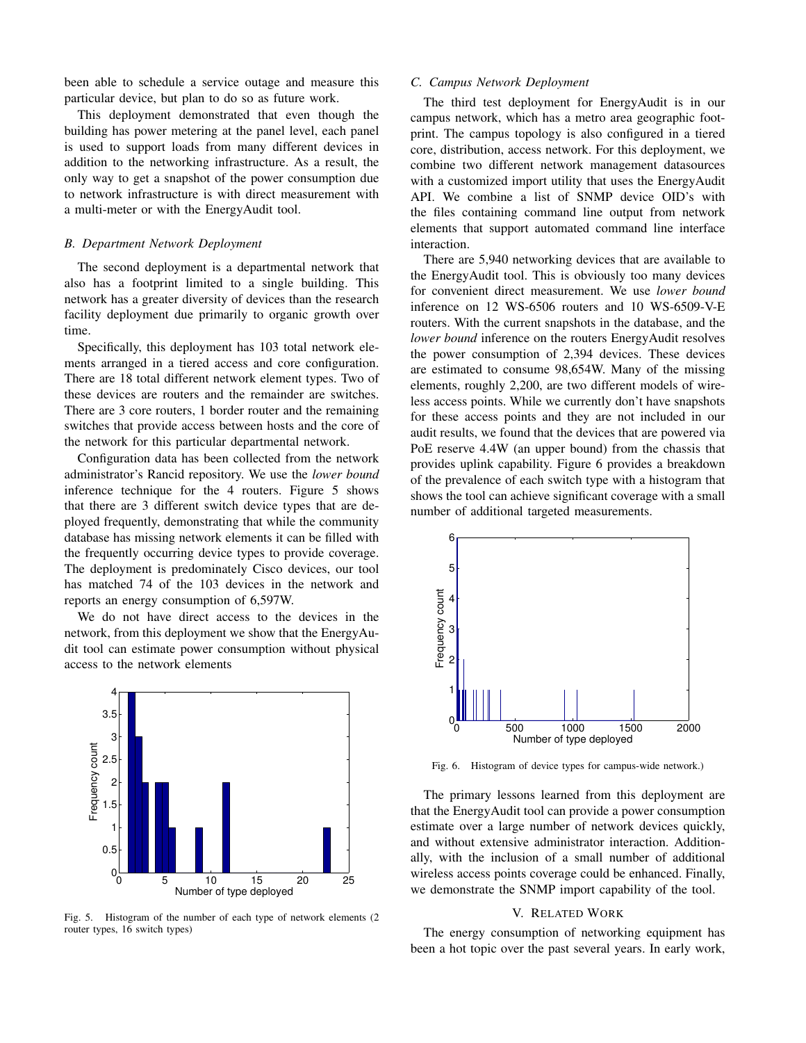been able to schedule a service outage and measure this particular device, but plan to do so as future work.

This deployment demonstrated that even though the building has power metering at the panel level, each panel is used to support loads from many different devices in addition to the networking infrastructure. As a result, the only way to get a snapshot of the power consumption due to network infrastructure is with direct measurement with a multi-meter or with the EnergyAudit tool.

### B. Department Network Deployment

The second deployment is a departmental network that also has a footprint limited to a single building. This network has a greater diversity of devices than the research facility deployment due primarily to organic growth over time.

Specifically, this deployment has 103 total network elements arranged in a tiered access and core configuration. There are 18 total different network element types. Two of these devices are routers and the remainder are switches. There are 3 core routers, 1 border router and the remaining switches that provide access between hosts and the core of the network for this particular departmental network.

Configuration data has been collected from the network administrator's Rancid repository. We use the *lower bound* inference technique for the 4 routers. Figure 5 shows that there are 3 different switch device types that are deployed frequently, demonstrating that while the community database has missing network elements it can be filled with the frequently occurring device types to provide coverage. The deployment is predominately Cisco devices, our tool has matched 74 of the 103 devices in the network and reports an energy consumption of 6,597W.

We do not have direct access to the devices in the network, from this deployment we show that the EnergyAudit tool can estimate power consumption without physical access to the network elements

Fig. 5. Histogram of the number of each type of network elements (2 router types, 16 switch types)

### C. Campus Network Deployment

The third test deployment for EnergyAudit is in our campus network, which has a metro area geographic footprint. The campus topology is also configured in a tiered core, distribution, access network. For this deployment, we combine two different network management datasources with a customized import utility that uses the EnergyAudit API. We combine a list of SNMP device OID's with the files containing command line output from network elements that support automated command line interface interaction.

There are 5,940 networking devices that are available to the EnergyAudit tool. This is obviously too many devices for convenient direct measurement. We use *lower bound* inference on 12 WS-6506 routers and 10 WS-6509-V-E routers. With the current snapshots in the database, and the *lower bound* inference on the routers EnergyAudit resolves the power consumption of 2,394 devices. These devices are estimated to consume 98,654W. Many of the missing elements, roughly 2,200, are two different models of wireless access points. While we currently don't have snapshots for these access points and they are not included in our audit results, we found that the devices that are powered via PoE reserve 4.4W (an upper bound) from the chassis that provides uplink capability. Figure 6 provides a breakdown of the prevalence of each switch type with a histogram that shows the tool can achieve significant coverage with a small number of additional targeted measurements.

Fig. 6. Histogram of device types for campus-wide network.)

The primary lessons learned from this deployment are that the EnergyAudit tool can provide a power consumption estimate over a large number of network devices quickly, and without extensive administrator interaction. Additionally, with the inclusion of a small number of additional wireless access points coverage could be enhanced. Finally, we demonstrate the SNMP import capability of the tool.

## V. Related Work

The energy consumption of networking equipment has been a hot topic over the past several years. In early work,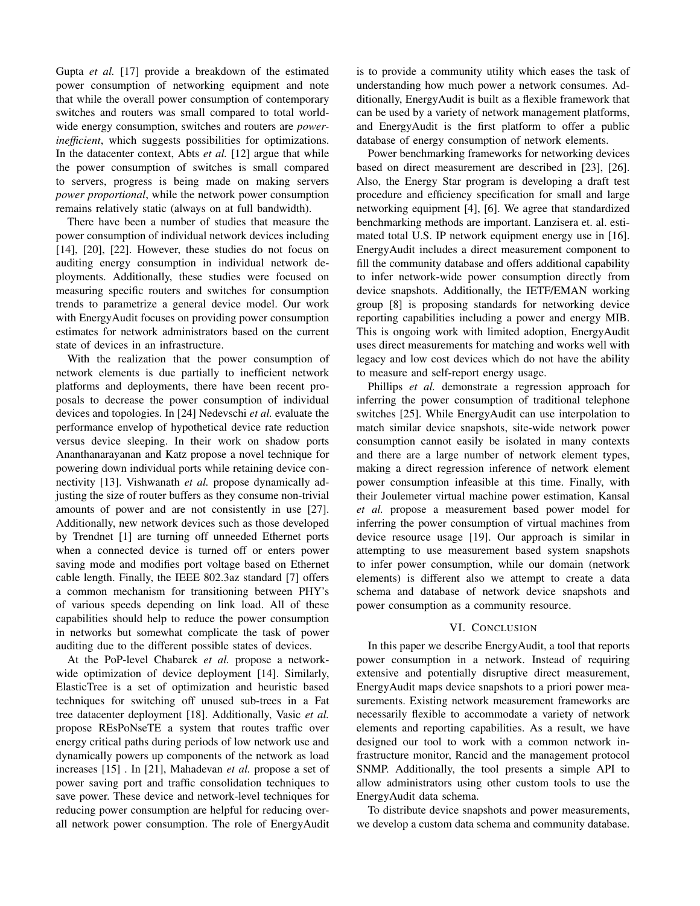Gupta *et al.* [17] provide a breakdown of the estimated power consumption of networking equipment and note that while the overall power consumption of contemporary switches and routers was small compared to total world-wide energy consumption, switches and routers are *power-inefficient*, which suggests possibilities for optimizations. In the datacenter context, Abts *et al.* [12] argue that while the power consumption of switches is small compared to servers, progress is being made on making servers *power proportional*, while the network power consumption remains relatively static (always on at full bandwidth).

There have been a number of studies that measure the power consumption of individual network devices including [14], [20], [22]. However, these studies do not focus on auditing energy consumption in individual network deployments. Additionally, these studies were focused on measuring specific routers and switches for consumption trends to parametrize a general device model. Our work with EnergyAudit focuses on providing power consumption estimates for network administrators based on the current state of devices in an infrastructure.

With the realization that the power consumption of network elements is due partially to inefficient network platforms and deployments, there have been recent proposals to decrease the power consumption of individual devices and topologies. In [24] Nedevschi *et al.* evaluate the performance envelop of hypothetical device rate reduction versus device sleeping. In their work on shadow ports Ananthanarayanan and Katz propose a novel technique for powering down individual ports while retaining device connectivity [13]. Vishwanath *et al.* propose dynamically adjusting the size of router buffers as they consume non-trivial amounts of power and are not consistently in use [27]. Additionally, new network devices such as those developed by Trendnet [1] are turning off unneeded Ethernet ports when a connected device is turned off or enters power saving mode and modifies port voltage based on Ethernet cable length. Finally, the IEEE 802.3az standard [7] offers a common mechanism for transitioning between PHY's of various speeds depending on link load. All of these capabilities should help to reduce the power consumption in networks but somewhat complicate the task of power auditing due to the different possible states of devices.

At the PoP-level Chabarek *et al.* propose a network-wide optimization of device deployment [14]. Similarly, ElasticTree is a set of optimization and heuristic based techniques for switching off unused sub-trees in a Fat tree datacenter deployment [18]. Additionally, Vasic *et al.* propose REsPoNseTE a system that routes traffic over energy critical paths during periods of low network use and dynamically powers up components of the network as load increases [15] . In [21], Mahadevan *et al.* propose a set of power saving port and traffic consolidation techniques to save power. These device and network-level techniques for reducing power consumption are helpful for reducing overall network power consumption. The role of EnergyAudit is to provide a community utility which eases the task of understanding how much power a network consumes. Additionally, EnergyAudit is built as a flexible framework that can be used by a variety of network management platforms, and EnergyAudit is the first platform to offer a public database of energy consumption of network elements.

Power benchmarking frameworks for networking devices based on direct measurement are described in [23], [26]. Also, the Energy Star program is developing a draft test procedure and efficiency specification for small and large networking equipment [4], [6]. We agree that standardized benchmarking methods are important. Lanzisera et. al. estimated total U.S. IP network equipment energy use in [16]. EnergyAudit includes a direct measurement component to fill the community database and offers additional capability to infer network-wide power consumption directly from device snapshots. Additionally, the IETF/EMAN working group [8] is proposing standards for networking device reporting capabilities including a power and energy MIB. This is ongoing work with limited adoption, EnergyAudit uses direct measurements for matching and works well with legacy and low cost devices which do not have the ability to measure and self-report energy usage.

Phillips *et al.* demonstrate a regression approach for inferring the power consumption of traditional telephone switches [25]. While EnergyAudit can use interpolation to match similar device snapshots, site-wide network power consumption cannot easily be isolated in many contexts and there are a large number of network element types, making a direct regression inference of network element power consumption infeasible at this time. Finally, with their Joulemeter virtual machine power estimation, Kansal *et al.* propose a measurement based power model for inferring the power consumption of virtual machines from device resource usage [19]. Our approach is similar in attempting to use measurement based system snapshots to infer power consumption, while our domain (network elements) is different also we attempt to create a data schema and database of network device snapshots and power consumption as a community resource.

## VI. Conclusion

In this paper we describe EnergyAudit, a tool that reports power consumption in a network. Instead of requiring extensive and potentially disruptive direct measurement, EnergyAudit maps device snapshots to a priori power measurements. Existing network measurement frameworks are necessarily flexible to accommodate a variety of network elements and reporting capabilities. As a result, we have designed our tool to work with a common network infrastructure monitor, Rancid and the management protocol SNMP. Additionally, the tool presents a simple API to allow administrators using other custom tools to use the EnergyAudit data schema.

To distribute device snapshots and power measurements, we develop a custom data schema and community database.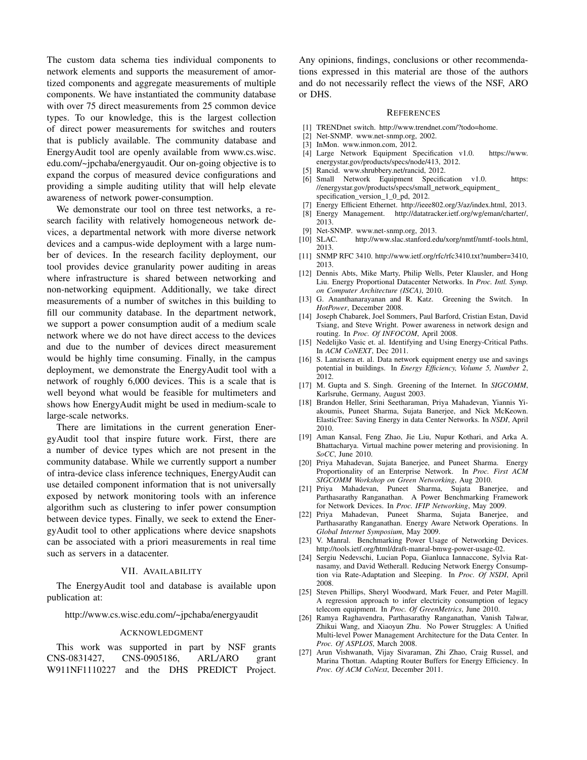The custom data schema ties individual components to network elements and supports the measurement of amortized components and aggregate measurements of multiple components. We have instantiated the community database with over 75 direct measurements from 25 common device types. To our knowledge, this is the largest collection of direct power measurements for switches and routers that is publicly available. The community database and EnergyAudit tool are openly available from www.cs.wisc.edu.com/~jpchaba/energyaudit. Our on-going objective is to expand the corpus of measured device configurations and providing a simple auditing utility that will help elevate awareness of network power-consumption.

We demonstrate our tool on three test networks, a research facility with relatively homogeneous network devices, a departmental network with more diverse network devices and a campus-wide deployment with a large number of devices. In the research facility deployment, our tool provides device granularity power auditing in areas where infrastructure is shared between networking and non-networking equipment. Additionally, we take direct measurements of a number of switches in this building to fill our community database. In the department network, we support a power consumption audit of a medium scale network where we do not have direct access to the devices and due to the number of devices direct measurement would be highly time consuming. Finally, in the campus deployment, we demonstrate the EnergyAudit tool with a network of roughly 6,000 devices. This is a scale that is well beyond what would be feasible for multimeters and shows how EnergyAudit might be used in medium-scale to large-scale networks.

There are limitations in the current generation EnergyAudit tool that inspire future work. First, there are a number of device types which are not present in the community database. While we currently support a number of intra-device class inference techniques, EnergyAudit can use detailed component information that is not universally exposed by network monitoring tools with an inference algorithm such as clustering to infer power consumption between device types. Finally, we seek to extend the EnergyAudit tool to other applications where device snapshots can be associated with a priori measurements in real time such as servers in a datacenter.

## VII. Availability

The EnergyAudit tool and database is available upon publication at:

http://www.cs.wisc.edu.com/~jpchaba/energyaudit

## Acknowledgment

This work was supported in part by NSF grants CNS-0831427, CNS-0905186, ARL/ARO grant W911NF1110227 and the DHS PREDICT Project. Any opinions, findings, conclusions or other recommendations expressed in this material are those of the authors and do not necessarily reflect the views of the NSF, ARO or DHS.

## References

[1] TRENDnet switch. http://www.trendnet.com/?todo=home.

[2] Net-SNMP. www.net-snmp.org, 2002.

[3] InMon. www.inmon.com, 2012.

[4] Large Network Equipment Specification v1.0. https://www.energystar.gov/products/specs/node/413, 2012.

[5] Rancid. www.shrubbery.net/rancid, 2012.

[6] Small Network Equipment Specification v1.0. https://energystar.gov/products/specs/small_network_equipment_specification_version_1_0_pd, 2012.

[7] Energy Efficient Ethernet. http://ieee802.org/3/az/index.html, 2013.

[8] Energy Management. http://datatracker.ietf.org/wg/eman/charter/, 2013.

[9] Net-SNMP. www.net-snmp.org, 2013.

[10] SLAC. http://www.slac.stanford.edu/xorg/nmtf/nmtf-tools.html, 2013.

[11] SNMP RFC 3410. http://www.ietf.org/rfc/rfc3410.txt?number=3410, 2013.

[12] Dennis Abts, Mike Marty, Philip Wells, Peter Klausler, and Hong Liu. Energy Proportional Datacenter Networks. In *Proc. Intl. Symp. on Computer Architecture (ISCA)*, 2010.

[13] G. Ananthanarayanan and R. Katz. Greening the Switch. In *HotPower*, December 2008.

[14] Joseph Chabarek, Joel Sommers, Paul Barford, Cristian Estan, David Tsiang, and Steve Wright. Power awareness in network design and routing. In *Proc. Of INFOCOM*, April 2008.

[15] Nedelijko Vasic et. al. Identifying and Using Energy-Critical Paths. In *ACM CoNEXT*, Dec 2011.

[16] S. Lanzisera et. al. Data network equipment energy use and savings potential in buildings. In *Energy Efficiency, Volume 5, Number 2*, 2012.

[17] M. Gupta and S. Singh. Greening of the Internet. In *SIGCOMM*, Karlsruhe, Germany, August 2003.

[18] Brandon Heller, Srini Seetharaman, Priya Mahadevan, Yiannis Yiakoumis, Puneet Sharma, Sujata Banerjee, and Nick McKeown. ElasticTree: Saving Energy in data Center Networks. In *NSDI*, April 2010.

[19] Aman Kansal, Feng Zhao, Jie Liu, Nupur Kothari, and Arka A. Bhattacharya. Virtual machine power metering and provisioning. In *SoCC*, June 2010.

[20] Priya Mahadevan, Sujata Banerjee, and Puneet Sharma. Energy Proportionality of an Enterprise Network. In *Proc. First ACM SIGCOMM Workshop on Green Networking*, Aug 2010.

[21] Priya Mahadevan, Puneet Sharma, Sujata Banerjee, and Parthasarathy Ranganathan. A Power Benchmarking Framework for Network Devices. In *Proc. IFIP Networking*, May 2009.

[22] Priya Mahadevan, Puneet Sharma, Sujata Banerjee, and Parthasarathy Ranganathan. Energy Aware Network Operations. In *Global Internet Symposium*, May 2009.

[23] V. Manral. Benchmarking Power Usage of Networking Devices. http://tools.ietf.org/html/draft-manral-bmwg-power-usage-02.

[24] Sergiu Nedevschi, Lucian Popa, Gianluca Iannaccone, Sylvia Ratnasamy, and David Wetherall. Reducing Network Energy Consumption via Rate-Adaptation and Sleeping. In *Proc. Of NSDI*, April 2008.

[25] Steven Phillips, Sheryl Woodward, Mark Feuer, and Peter Magill. A regression approach to infer electricity consumption of legacy telecom equipment. In *Proc. Of GreenMetrics*, June 2010.

[26] Ramya Raghavendra, Parthasarathy Ranganathan, Vanish Talwar, Zhikui Wang, and Xiaoyun Zhu. No Power Struggles: A Unified Multi-level Power Management Architecture for the Data Center. In *Proc. Of ASPLOS*, March 2008.

[27] Arun Vishwanath, Vijay Sivaraman, Zhi Zhao, Craig Russel, and Marina Thottan. Adapting Router Buffers for Energy Efficiency. In *Proc. Of ACM CoNext*, December 2011.